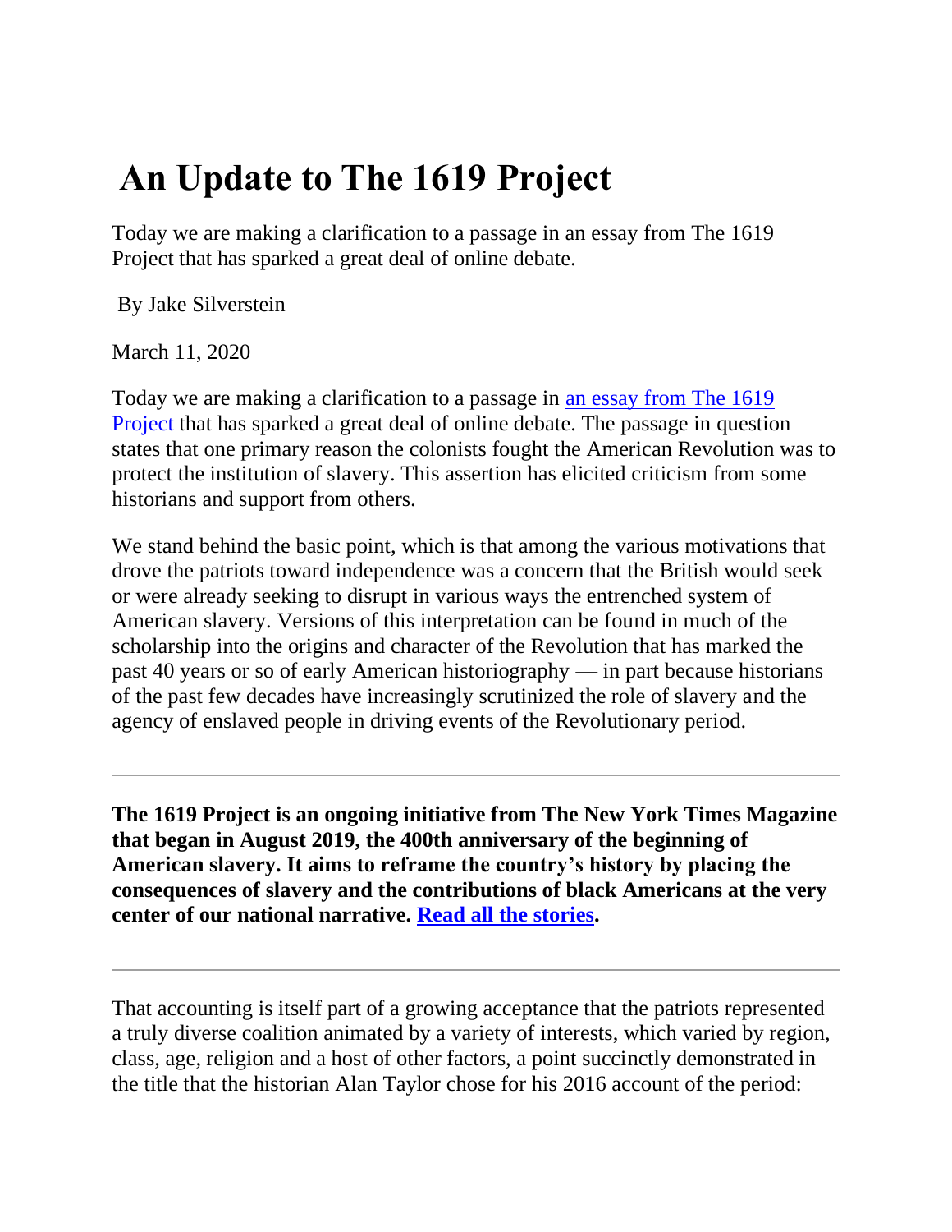# An Update to The 1619 Project

Today we are making a clarification to a passage in an essay from The 1619 Project that has sparked a great deal of online debate.

By Jake Silverstein

March 11, 2020

Today we are making a clarification to a passage in [an essay from The 1619 Project](#) that has sparked a great deal of online debate. The passage in question states that one primary reason the colonists fought the American Revolution was to protect the institution of slavery. This assertion has elicited criticism from some historians and support from others.

We stand behind the basic point, which is that among the various motivations that drove the patriots toward independence was a concern that the British would seek or were already seeking to disrupt in various ways the entrenched system of American slavery. Versions of this interpretation can be found in much of the scholarship into the origins and character of the Revolution that has marked the past 40 years or so of early American historiography — in part because historians of the past few decades have increasingly scrutinized the role of slavery and the agency of enslaved people in driving events of the Revolutionary period.

---

**The 1619 Project is an ongoing initiative from The New York Times Magazine that began in August 2019, the 400th anniversary of the beginning of American slavery. It aims to reframe the country's history by placing the consequences of slavery and the contributions of black Americans at the very center of our national narrative. [Read all the stories](#).**

---

That accounting is itself part of a growing acceptance that the patriots represented a truly diverse coalition animated by a variety of interests, which varied by region, class, age, religion and a host of other factors, a point succinctly demonstrated in the title that the historian Alan Taylor chose for his 2016 account of the period: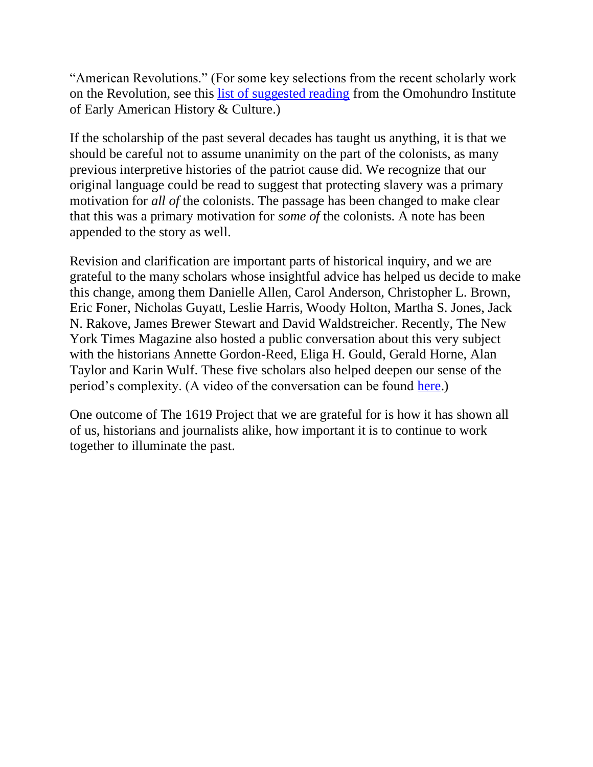"American Revolutions." (For some key selections from the recent scholarly work on the Revolution, see this [list of suggested reading]() from the Omohundro Institute of Early American History & Culture.)

If the scholarship of the past several decades has taught us anything, it is that we should be careful not to assume unanimity on the part of the colonists, as many previous interpretive histories of the patriot cause did. We recognize that our original language could be read to suggest that protecting slavery was a primary motivation for *all of* the colonists. The passage has been changed to make clear that this was a primary motivation for *some of* the colonists. A note has been appended to the story as well.

Revision and clarification are important parts of historical inquiry, and we are grateful to the many scholars whose insightful advice has helped us decide to make this change, among them Danielle Allen, Carol Anderson, Christopher L. Brown, Eric Foner, Nicholas Guyatt, Leslie Harris, Woody Holton, Martha S. Jones, Jack N. Rakove, James Brewer Stewart and David Waldstreicher. Recently, The New York Times Magazine also hosted a public conversation about this very subject with the historians Annette Gordon-Reed, Eliga H. Gould, Gerald Horne, Alan Taylor and Karin Wulf. These five scholars also helped deepen our sense of the period's complexity. (A video of the conversation can be found [here]().)

One outcome of The 1619 Project that we are grateful for is how it has shown all of us, historians and journalists alike, how important it is to continue to work together to illuminate the past.